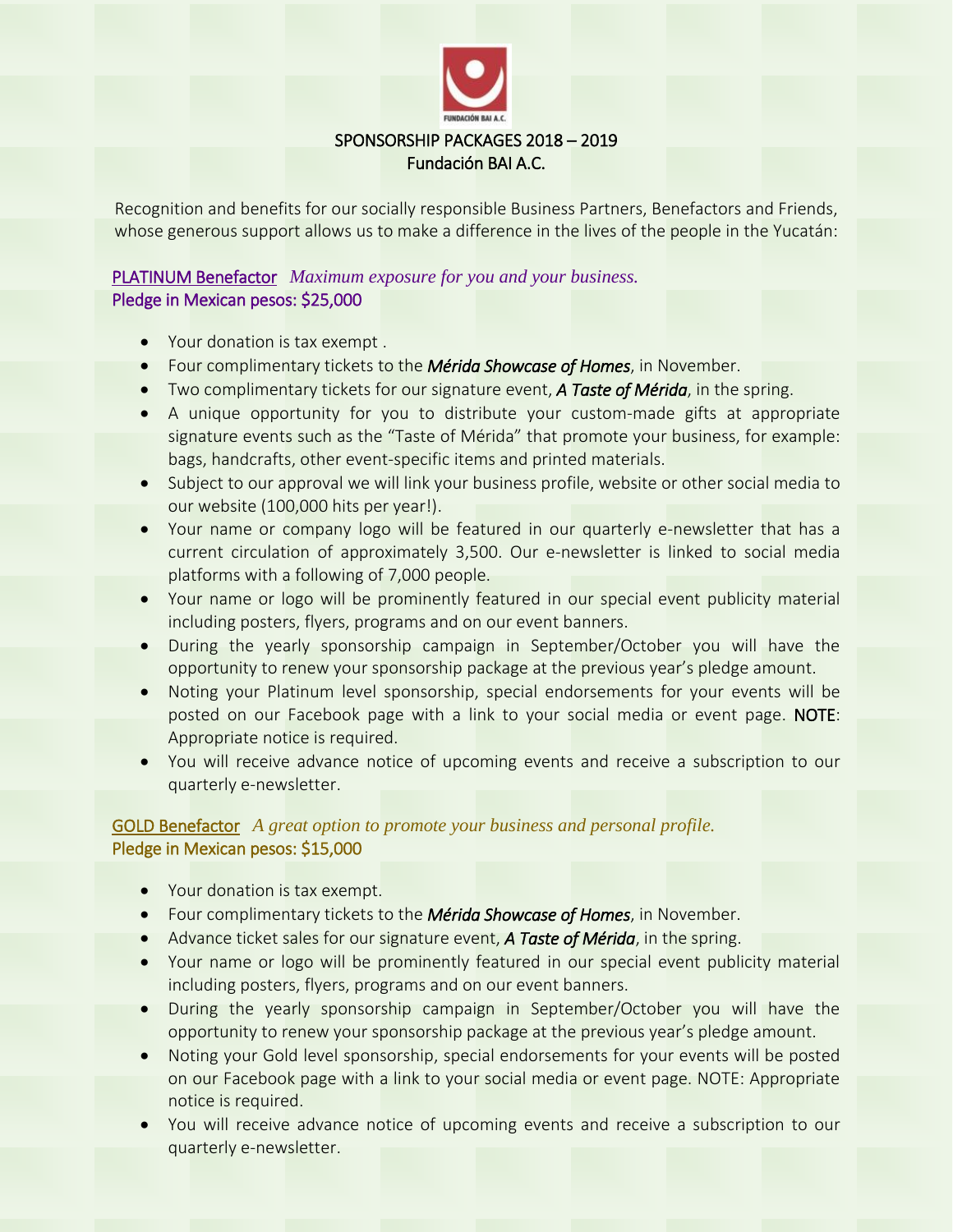# SPONSORSHIP PACKAGES 2018 – 2019
## Fundación BAI A.C.

Recognition and benefits for our socially responsible Business Partners, Benefactors and Friends, whose generous support allows us to make a difference in the lives of the people in the Yucatán:

### PLATINUM Benefactor *Maximum exposure for you and your business.*
**Pledge in Mexican pesos: $25,000**

- Your donation is tax exempt .
- Four complimentary tickets to the ***Mérida Showcase of Homes***, in November.
- Two complimentary tickets for our signature event, ***A Taste of Mérida***, in the spring.
- A unique opportunity for you to distribute your custom-made gifts at appropriate signature events such as the "Taste of Mérida" that promote your business, for example: bags, handcrafts, other event-specific items and printed materials.
- Subject to our approval we will link your business profile, website or other social media to our website (100,000 hits per year!).
- Your name or company logo will be featured in our quarterly e-newsletter that has a current circulation of approximately 3,500. Our e-newsletter is linked to social media platforms with a following of 7,000 people.
- Your name or logo will be prominently featured in our special event publicity material including posters, flyers, programs and on our event banners.
- During the yearly sponsorship campaign in September/October you will have the opportunity to renew your sponsorship package at the previous year's pledge amount.
- Noting your Platinum level sponsorship, special endorsements for your events will be posted on our Facebook page with a link to your social media or event page. NOTE: Appropriate notice is required.
- You will receive advance notice of upcoming events and receive a subscription to our quarterly e-newsletter.

### GOLD Benefactor *A great option to promote your business and personal profile.*
**Pledge in Mexican pesos: $15,000**

- Your donation is tax exempt.
- Four complimentary tickets to the ***Mérida Showcase of Homes***, in November.
- Advance ticket sales for our signature event, ***A Taste of Mérida***, in the spring.
- Your name or logo will be prominently featured in our special event publicity material including posters, flyers, programs and on our event banners.
- During the yearly sponsorship campaign in September/October you will have the opportunity to renew your sponsorship package at the previous year's pledge amount.
- Noting your Gold level sponsorship, special endorsements for your events will be posted on our Facebook page with a link to your social media or event page. NOTE: Appropriate notice is required.
- You will receive advance notice of upcoming events and receive a subscription to our quarterly e-newsletter.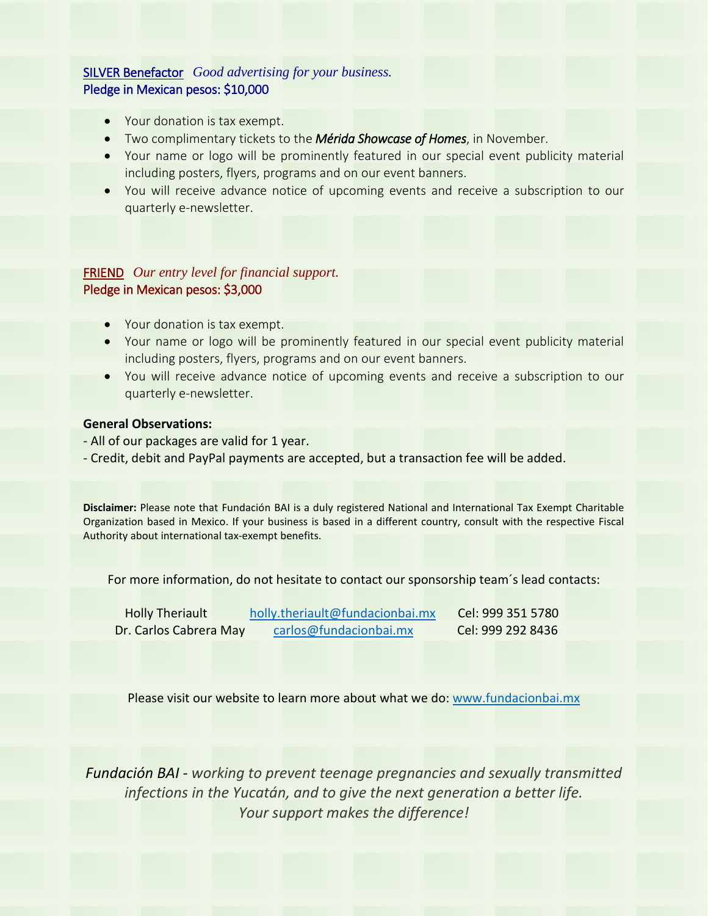SILVER Benefactor *Good advertising for your business.*
Pledge in Mexican pesos: $10,000

- Your donation is tax exempt.
- Two complimentary tickets to the ***Mérida Showcase of Homes***, in November.
- Your name or logo will be prominently featured in our special event publicity material including posters, flyers, programs and on our event banners.
- You will receive advance notice of upcoming events and receive a subscription to our quarterly e-newsletter.

FRIEND *Our entry level for financial support.*
Pledge in Mexican pesos: $3,000

- Your donation is tax exempt.
- Your name or logo will be prominently featured in our special event publicity material including posters, flyers, programs and on our event banners.
- You will receive advance notice of upcoming events and receive a subscription to our quarterly e-newsletter.

**General Observations:**
- All of our packages are valid for 1 year.
- Credit, debit and PayPal payments are accepted, but a transaction fee will be added.

**Disclaimer:** Please note that Fundación BAI is a duly registered National and International Tax Exempt Charitable Organization based in Mexico. If your business is based in a different country, consult with the respective Fiscal Authority about international tax-exempt benefits.

For more information, do not hesitate to contact our sponsorship team´s lead contacts:

| | | |
|---|---|---|
| Holly Theriault | holly.theriault@fundacionbai.mx | Cel: 999 351 5780 |
| Dr. Carlos Cabrera May | carlos@fundacionbai.mx | Cel: 999 292 8436 |

Please visit our website to learn more about what we do: www.fundacionbai.mx

*Fundación BAI - working to prevent teenage pregnancies and sexually transmitted infections in the Yucatán, and to give the next generation a better life. Your support makes the difference!*